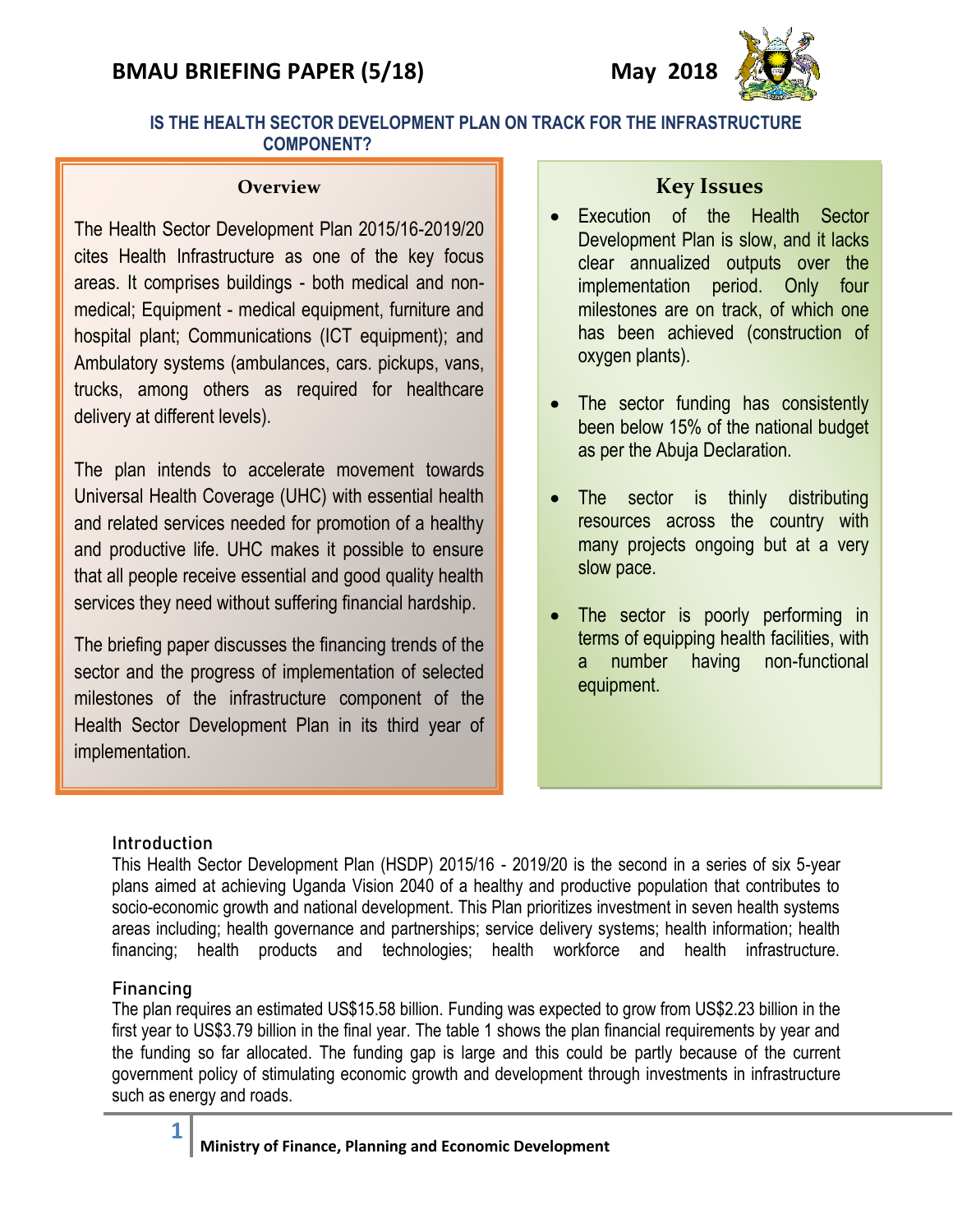# BMAU BRIEFING PAPER (5/18)

May 2018

## IS THE HEALTH SECTOR DEVELOPMENT PLAN ON TRACK FOR THE INFRASTRUCTURE COMPONENT?

### Overview

The Health Sector Development Plan 2015/16-2019/20 cites Health Infrastructure as one of the key focus areas. It comprises buildings - both medical and non-medical; Equipment - medical equipment, furniture and hospital plant; Communications (ICT equipment); and Ambulatory systems (ambulances, cars. pickups, vans, trucks, among others as required for healthcare delivery at different levels).

The plan intends to accelerate movement towards Universal Health Coverage (UHC) with essential health and related services needed for promotion of a healthy and productive life. UHC makes it possible to ensure that all people receive essential and good quality health services they need without suffering financial hardship.

The briefing paper discusses the financing trends of the sector and the progress of implementation of selected milestones of the infrastructure component of the Health Sector Development Plan in its third year of implementation.

### Key Issues

- Execution of the Health Sector Development Plan is slow, and it lacks clear annualized outputs over the implementation period. Only four milestones are on track, of which one has been achieved (construction of oxygen plants).
- The sector funding has consistently been below 15% of the national budget as per the Abuja Declaration.
- The sector is thinly distributing resources across the country with many projects ongoing but at a very slow pace.
- The sector is poorly performing in terms of equipping health facilities, with a number having non-functional equipment.

### Introduction

This Health Sector Development Plan (HSDP) 2015/16 - 2019/20 is the second in a series of six 5-year plans aimed at achieving Uganda Vision 2040 of a healthy and productive population that contributes to socio-economic growth and national development. This Plan prioritizes investment in seven health systems areas including; health governance and partnerships; service delivery systems; health information; health financing; health products and technologies; health workforce and health infrastructure.

### Financing

The plan requires an estimated US$15.58 billion. Funding was expected to grow from US$2.23 billion in the first year to US$3.79 billion in the final year. The table 1 shows the plan financial requirements by year and the funding so far allocated. The funding gap is large and this could be partly because of the current government policy of stimulating economic growth and development through investments in infrastructure such as energy and roads.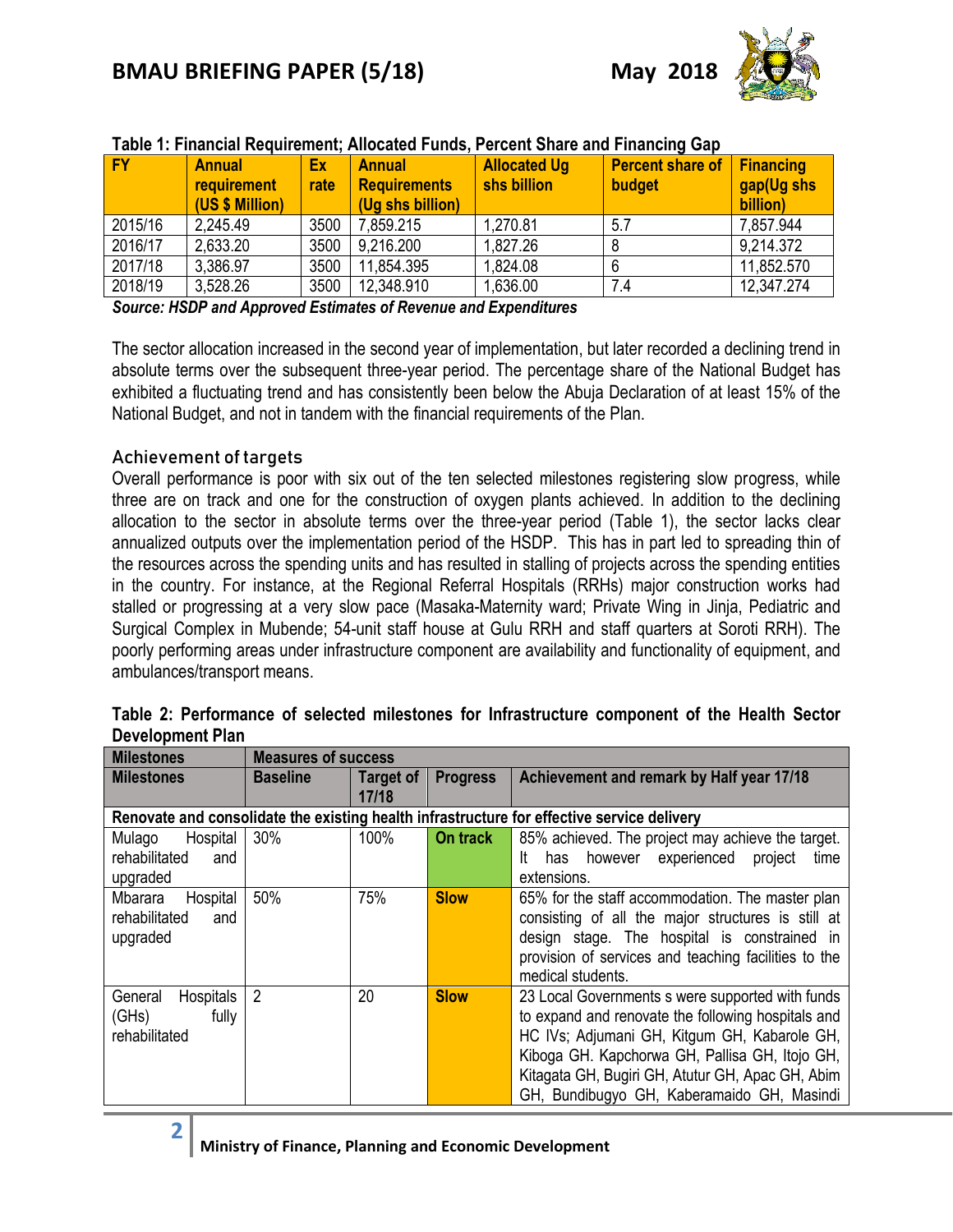**Table 1: Financial Requirement; Allocated Funds, Percent Share and Financing Gap**

| FY | Annual requirement (US $ Million) | Ex rate | Annual Requirements (Ug shs billion) | Allocated Ug shs billion | Percent share of budget | Financing gap(Ug shs billion) |
|---|---|---|---|---|---|---|
| 2015/16 | 2,245.49 | 3500 | 7,859.215 | 1,270.81 | 5.7 | 7,857.944 |
| 2016/17 | 2,633.20 | 3500 | 9,216.200 | 1,827.26 | 8 | 9,214.372 |
| 2017/18 | 3,386.97 | 3500 | 11,854.395 | 1,824.08 | 6 | 11,852.570 |
| 2018/19 | 3,528.26 | 3500 | 12,348.910 | 1,636.00 | 7.4 | 12,347.274 |

***Source: HSDP and Approved Estimates of Revenue and Expenditures***

The sector allocation increased in the second year of implementation, but later recorded a declining trend in absolute terms over the subsequent three-year period. The percentage share of the National Budget has exhibited a fluctuating trend and has consistently been below the Abuja Declaration of at least 15% of the National Budget, and not in tandem with the financial requirements of the Plan.

### Achievement of targets

Overall performance is poor with six out of the ten selected milestones registering slow progress, while three are on track and one for the construction of oxygen plants achieved. In addition to the declining allocation to the sector in absolute terms over the three-year period (Table 1), the sector lacks clear annualized outputs over the implementation period of the HSDP. This has in part led to spreading thin of the resources across the spending units and has resulted in stalling of projects across the spending entities in the country. For instance, at the Regional Referral Hospitals (RRHs) major construction works had stalled or progressing at a very slow pace (Masaka-Maternity ward; Private Wing in Jinja, Pediatric and Surgical Complex in Mubende; 54-unit staff house at Gulu RRH and staff quarters at Soroti RRH). The poorly performing areas under infrastructure component are availability and functionality of equipment, and ambulances/transport means.

**Table 2: Performance of selected milestones for Infrastructure component of the Health Sector Development Plan**

| Milestones | Measures of success | | | |
|---|---|---|---|---|
| **Milestones** | **Baseline** | **Target of 17/18** | **Progress** | **Achievement and remark by Half year 17/18** |
| **Renovate and consolidate the existing health infrastructure for effective service delivery** | | | | |
| Mulago Hospital rehabilitated and upgraded | 30% | 100% | **On track** | 85% achieved. The project may achieve the target. It has however experienced project time extensions. |
| Mbarara Hospital rehabilitated and upgraded | 50% | 75% | **Slow** | 65% for the staff accommodation. The master plan consisting of all the major structures is still at design stage. The hospital is constrained in provision of services and teaching facilities to the medical students. |
| General Hospitals (GHs) fully rehabilitated | 2 | 20 | **Slow** | 23 Local Governments s were supported with funds to expand and renovate the following hospitals and HC IVs; Adjumani GH, Kitgum GH, Kabarole GH, Kiboga GH. Kapchorwa GH, Pallisa GH, Itojo GH, Kitagata GH, Bugiri GH, Atutur GH, Apac GH, Abim GH, Bundibugyo GH, Kaberamaido GH, Masindi |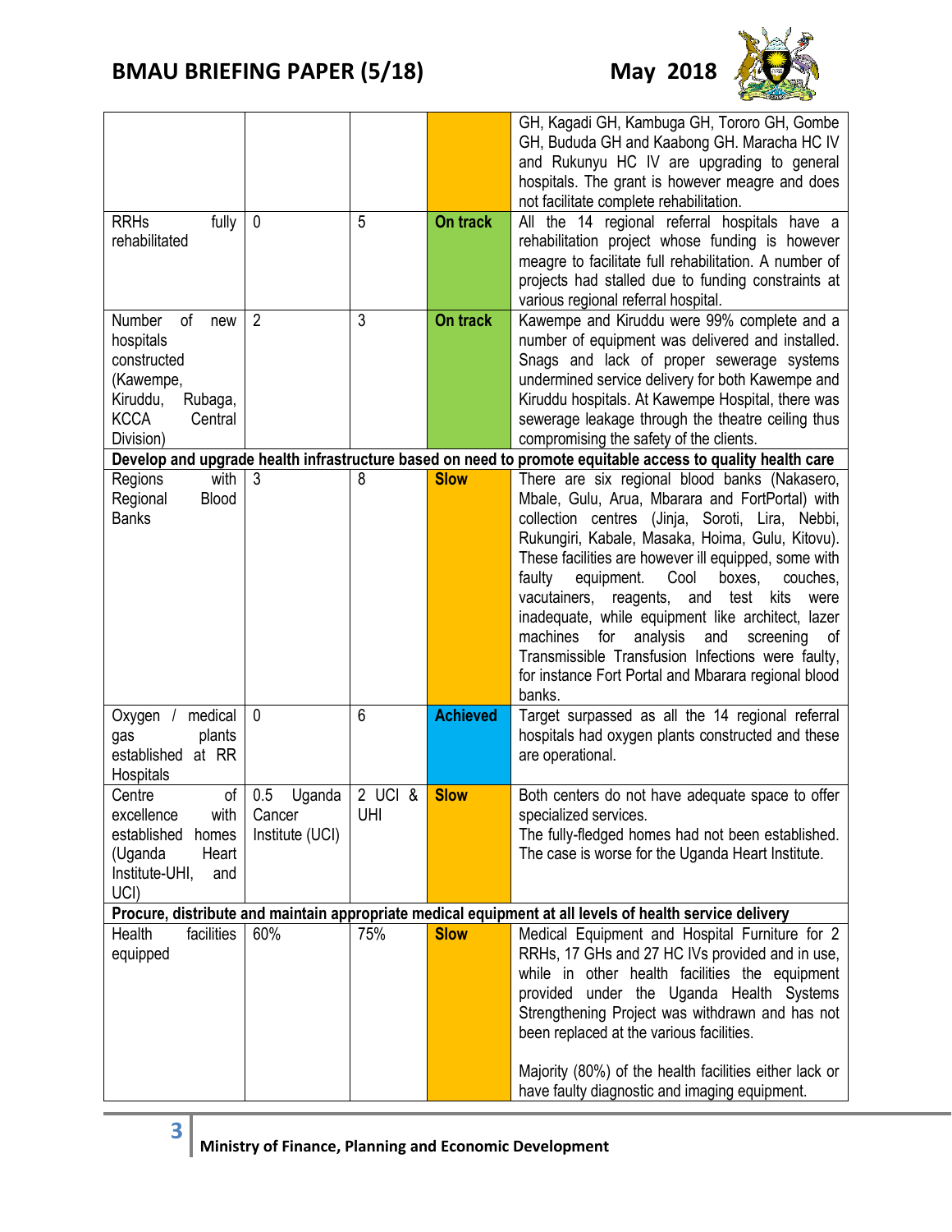| | | | | |
|---|---|---|---|---|
| | | | | GH, Kagadi GH, Kambuga GH, Tororo GH, Gombe GH, Bududa GH and Kaabong GH. Maracha HC IV and Rukunyu HC IV are upgrading to general hospitals. The grant is however meagre and does not facilitate complete rehabilitation. |
| RRHs fully rehabilitated | 0 | 5 | **On track** | All the 14 regional referral hospitals have a rehabilitation project whose funding is however meagre to facilitate full rehabilitation. A number of projects had stalled due to funding constraints at various regional referral hospital. |
| Number of new hospitals constructed (Kawempe, Kiruddu, Rubaga, KCCA Central Division) | 2 | 3 | **On track** | Kawempe and Kiruddu were 99% complete and a number of equipment was delivered and installed. Snags and lack of proper sewerage systems undermined service delivery for both Kawempe and Kiruddu hospitals. At Kawempe Hospital, there was sewerage leakage through the theatre ceiling thus compromising the safety of the clients. |
| **Develop and upgrade health infrastructure based on need to promote equitable access to quality health care** | | | | |
| Regions with Regional Blood Banks | 3 | 8 | **Slow** | There are six regional blood banks (Nakasero, Mbale, Gulu, Arua, Mbarara and FortPortal) with collection centres (Jinja, Soroti, Lira, Nebbi, Rukungiri, Kabale, Masaka, Hoima, Gulu, Kitovu). These facilities are however ill equipped, some with faulty equipment. Cool boxes, couches, vacutainers, reagents, and test kits were inadequate, while equipment like architect, lazer machines for analysis and screening of Transmissible Transfusion Infections were faulty, for instance Fort Portal and Mbarara regional blood banks. |
| Oxygen / medical gas plants established at RR Hospitals | 0 | 6 | **Achieved** | Target surpassed as all the 14 regional referral hospitals had oxygen plants constructed and these are operational. |
| Centre of excellence with established homes (Uganda Heart Institute-UHI, and UCI) | 0.5 Uganda Cancer Institute (UCI) | 2 UCI & UHI | **Slow** | Both centers do not have adequate space to offer specialized services.<br>The fully-fledged homes had not been established. The case is worse for the Uganda Heart Institute. |
| **Procure, distribute and maintain appropriate medical equipment at all levels of health service delivery** | | | | |
| Health facilities equipped | 60% | 75% | **Slow** | Medical Equipment and Hospital Furniture for 2 RRHs, 17 GHs and 27 HC IVs provided and in use, while in other health facilities the equipment provided under the Uganda Health Systems Strengthening Project was withdrawn and has not been replaced at the various facilities.<br><br>Majority (80%) of the health facilities either lack or have faulty diagnostic and imaging equipment. |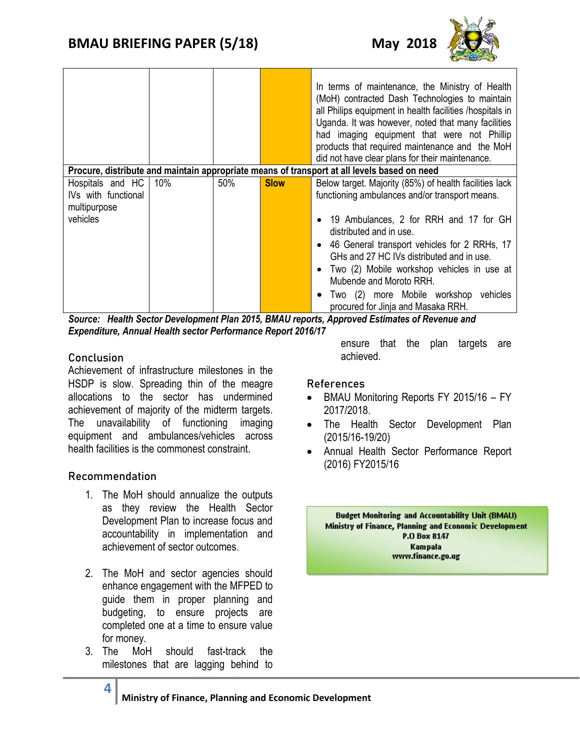| | | | | |
|---|---|---|---|---|
| | | | | In terms of maintenance, the Ministry of Health (MoH) contracted Dash Technologies to maintain all Philips equipment in health facilities /hospitals in Uganda. It was however, noted that many facilities had imaging equipment that were not Phillip products that required maintenance and the MoH did not have clear plans for their maintenance. |
| **Procure, distribute and maintain appropriate means of transport at all levels based on need** | | | | |
| Hospitals and HC IVs with functional multipurpose vehicles | 10% | 50% | **Slow** | Below target. Majority (85%) of health facilities lack functioning ambulances and/or transport means. <br>• 19 Ambulances, 2 for RRH and 17 for GH distributed and in use. <br>• 46 General transport vehicles for 2 RRHs, 17 GHs and 27 HC IVs distributed and in use. <br>• Two (2) Mobile workshop vehicles in use at Mubende and Moroto RRH. <br>• Two (2) more Mobile workshop vehicles procured for Jinja and Masaka RRH. |

***Source: Health Sector Development Plan 2015, BMAU reports, Approved Estimates of Revenue and Expenditure, Annual Health sector Performance Report 2016/17***

## Conclusion

Achievement of infrastructure milestones in the HSDP is slow. Spreading thin of the meagre allocations to the sector has undermined achievement of majority of the midterm targets. The unavailability of functioning imaging equipment and ambulances/vehicles across health facilities is the commonest constraint.

## Recommendation

1. The MoH should annualize the outputs as they review the Health Sector Development Plan to increase focus and accountability in implementation and achievement of sector outcomes.

2. The MoH and sector agencies should enhance engagement with the MFPED to guide them in proper planning and budgeting, to ensure projects are completed one at a time to ensure value for money.
3. The MoH should fast-track the milestones that are lagging behind to ensure that the plan targets are achieved.

## References

- BMAU Monitoring Reports FY 2015/16 – FY 2017/2018.
- The Health Sector Development Plan (2015/16-19/20)
- Annual Health Sector Performance Report (2016) FY2015/16

**Budget Monitoring and Accountability Unit (BMAU)**
**Ministry of Finance, Planning and Economic Development**
**P.O Box 8147**
**Kampala**
**www.finance.go.ug**